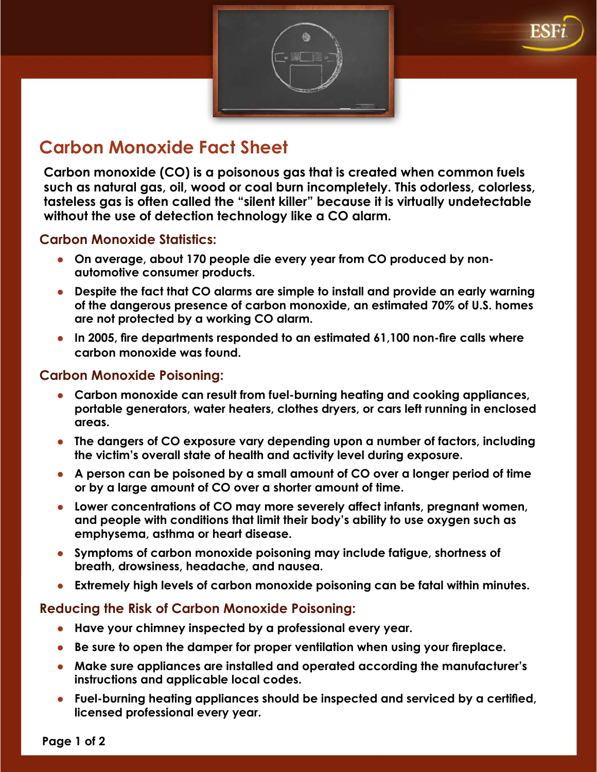# Carbon Monoxide Fact Sheet

**Carbon monoxide (CO) is a poisonous gas that is created when common fuels such as natural gas, oil, wood or coal burn incompletely. This odorless, colorless, tasteless gas is often called the "silent killer" because it is virtually undetectable without the use of detection technology like a CO alarm.**

## Carbon Monoxide Statistics:

- **On average, about 170 people die every year from CO produced by non-automotive consumer products.**
- **Despite the fact that CO alarms are simple to install and provide an early warning of the dangerous presence of carbon monoxide, an estimated 70% of U.S. homes are not protected by a working CO alarm.**
- **In 2005, fire departments responded to an estimated 61,100 non-fire calls where carbon monoxide was found.**

## Carbon Monoxide Poisoning:

- **Carbon monoxide can result from fuel-burning heating and cooking appliances, portable generators, water heaters, clothes dryers, or cars left running in enclosed areas.**
- **The dangers of CO exposure vary depending upon a number of factors, including the victim's overall state of health and activity level during exposure.**
- **A person can be poisoned by a small amount of CO over a longer period of time or by a large amount of CO over a shorter amount of time.**
- **Lower concentrations of CO may more severely affect infants, pregnant women, and people with conditions that limit their body's ability to use oxygen such as emphysema, asthma or heart disease.**
- **Symptoms of carbon monoxide poisoning may include fatigue, shortness of breath, drowsiness, headache, and nausea.**
- **Extremely high levels of carbon monoxide poisoning can be fatal within minutes.**

## Reducing the Risk of Carbon Monoxide Poisoning:

- **Have your chimney inspected by a professional every year.**
- **Be sure to open the damper for proper ventilation when using your fireplace.**
- **Make sure appliances are installed and operated according the manufacturer's instructions and applicable local codes.**
- **Fuel-burning heating appliances should be inspected and serviced by a certified, licensed professional every year.**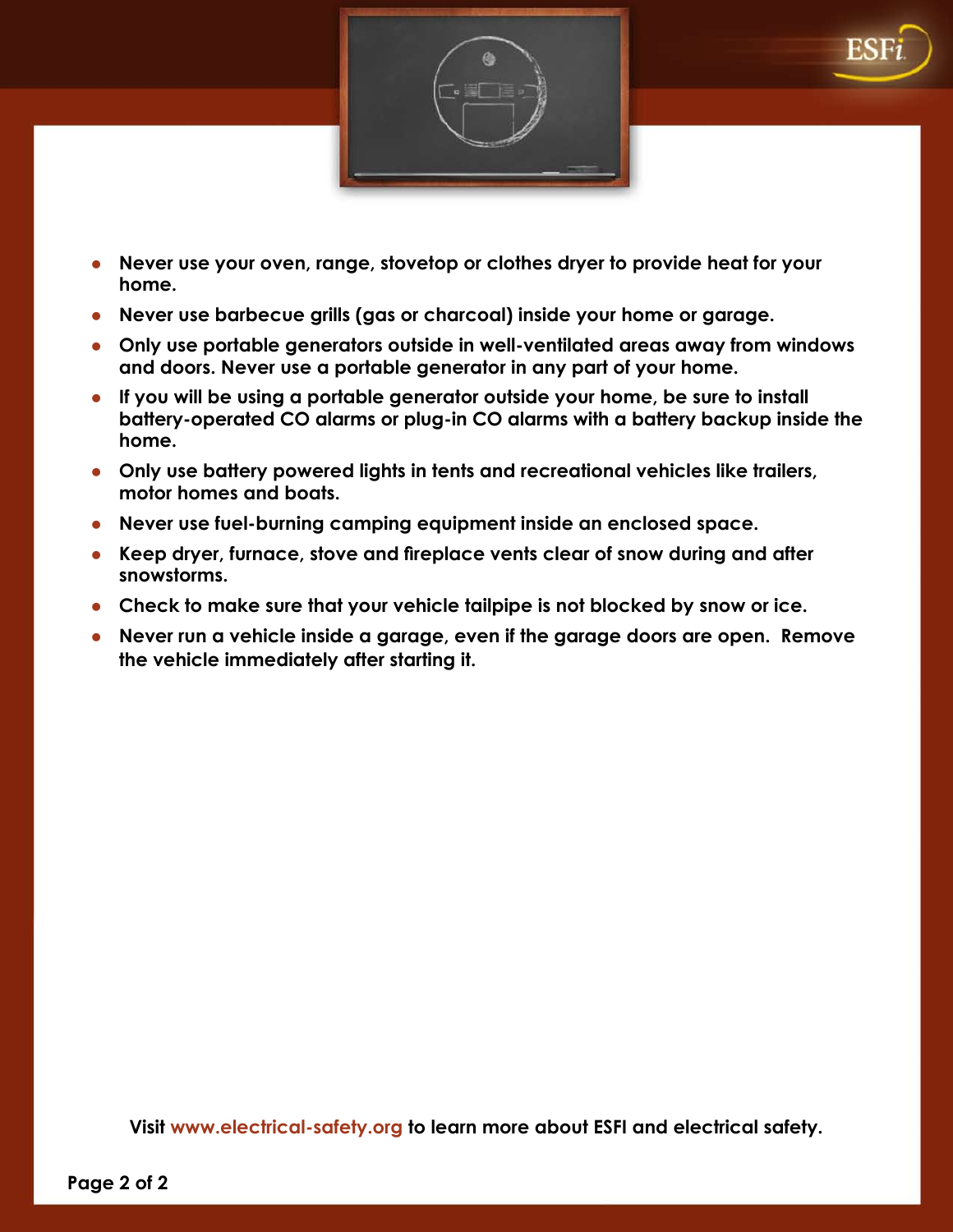- **Never use your oven, range, stovetop or clothes dryer to provide heat for your home.**
- **Never use barbecue grills (gas or charcoal) inside your home or garage.**
- **Only use portable generators outside in well-ventilated areas away from windows and doors. Never use a portable generator in any part of your home.**
- **If you will be using a portable generator outside your home, be sure to install battery-operated CO alarms or plug-in CO alarms with a battery backup inside the home.**
- **Only use battery powered lights in tents and recreational vehicles like trailers, motor homes and boats.**
- **Never use fuel-burning camping equipment inside an enclosed space.**
- **Keep dryer, furnace, stove and fireplace vents clear of snow during and after snowstorms.**
- **Check to make sure that your vehicle tailpipe is not blocked by snow or ice.**
- **Never run a vehicle inside a garage, even if the garage doors are open. Remove the vehicle immediately after starting it.**

**Visit www.electrical-safety.org to learn more about ESFI and electrical safety.**